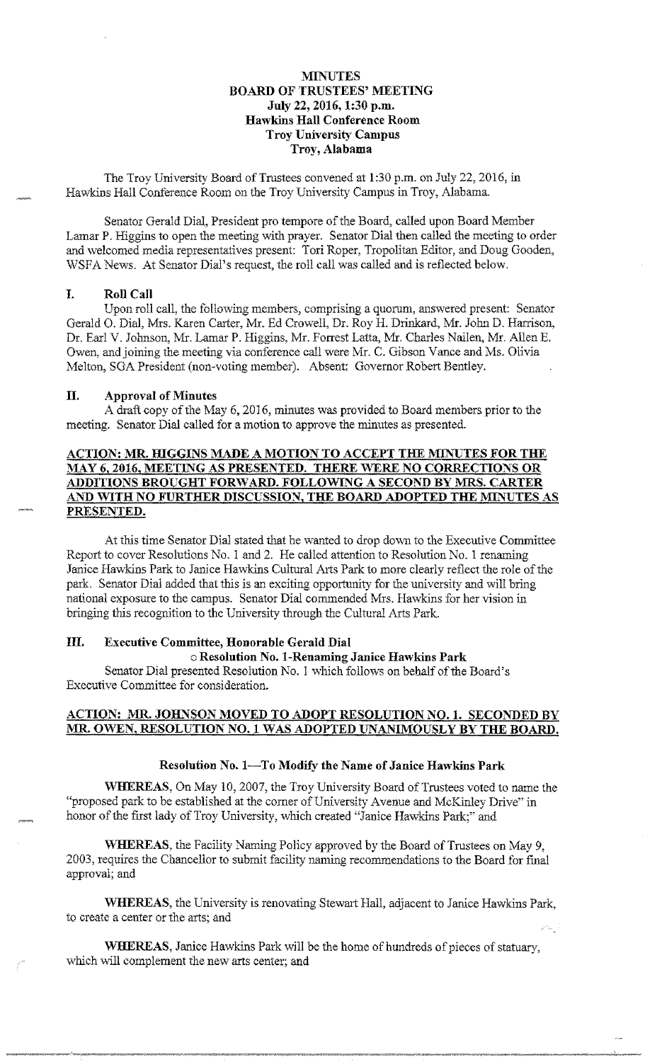**MINUTES**
**BOARD OF TRUSTEES' MEETING**
**July 22, 2016, 1:30 p.m.**
**Hawkins Hall Conference Room**
**Troy University Campus**
**Troy, Alabama**

The Troy University Board of Trustees convened at 1:30 p.m. on July 22, 2016, in Hawkins Hall Conference Room on the Troy University Campus in Troy, Alabama.

Senator Gerald Dial, President pro tempore of the Board, called upon Board Member Lamar P. Higgins to open the meeting with prayer. Senator Dial then called the meeting to order and welcomed media representatives present: Tori Roper, Tropolitan Editor, and Doug Gooden, WSFA News. At Senator Dial's request, the roll call was called and is reflected below.

## I. Roll Call

Upon roll call, the following members, comprising a quorum, answered present: Senator Gerald O. Dial, Mrs. Karen Carter, Mr. Ed Crowell, Dr. Roy H. Drinkard, Mr. John D. Harrison, Dr. Earl V. Johnson, Mr. Lamar P. Higgins, Mr. Forrest Latta, Mr. Charles Nailen, Mr. Allen E. Owen, and joining the meeting via conference call were Mr. C. Gibson Vance and Ms. Olivia Melton, SGA President (non-voting member). Absent: Governor Robert Bentley.

## II. Approval of Minutes

A draft copy of the May 6, 2016, minutes was provided to Board members prior to the meeting. Senator Dial called for a motion to approve the minutes as presented.

**ACTION: MR. HIGGINS MADE A MOTION TO ACCEPT THE MINUTES FOR THE MAY 6, 2016, MEETING AS PRESENTED. THERE WERE NO CORRECTIONS OR ADDITIONS BROUGHT FORWARD. FOLLOWING A SECOND BY MRS. CARTER AND WITH NO FURTHER DISCUSSION, THE BOARD ADOPTED THE MINUTES AS PRESENTED.**

At this time Senator Dial stated that he wanted to drop down to the Executive Committee Report to cover Resolutions No. 1 and 2. He called attention to Resolution No. 1 renaming Janice Hawkins Park to Janice Hawkins Cultural Arts Park to more clearly reflect the role of the park. Senator Dial added that this is an exciting opportunity for the university and will bring national exposure to the campus. Senator Dial commended Mrs. Hawkins for her vision in bringing this recognition to the University through the Cultural Arts Park.

## III. Executive Committee, Honorable Gerald Dial

- **Resolution No. 1-Renaming Janice Hawkins Park**

Senator Dial presented Resolution No. 1 which follows on behalf of the Board's Executive Committee for consideration.

**ACTION: MR. JOHNSON MOVED TO ADOPT RESOLUTION NO. 1. SECONDED BY MR. OWEN, RESOLUTION NO. 1 WAS ADOPTED UNANIMOUSLY BY THE BOARD.**

**Resolution No. 1—To Modify the Name of Janice Hawkins Park**

**WHEREAS,** On May 10, 2007, the Troy University Board of Trustees voted to name the "proposed park to be established at the corner of University Avenue and McKinley Drive" in honor of the first lady of Troy University, which created "Janice Hawkins Park;" and

**WHEREAS,** the Facility Naming Policy approved by the Board of Trustees on May 9, 2003, requires the Chancellor to submit facility naming recommendations to the Board for final approval; and

**WHEREAS,** the University is renovating Stewart Hall, adjacent to Janice Hawkins Park, to create a center or the arts; and

**WHEREAS,** Janice Hawkins Park will be the home of hundreds of pieces of statuary, which will complement the new arts center; and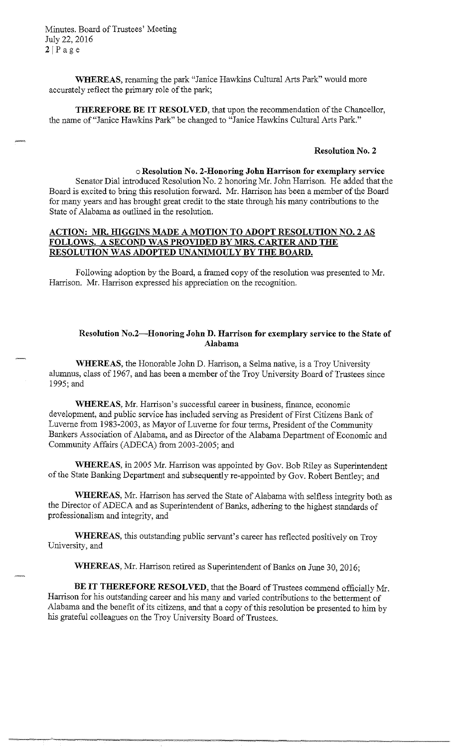**WHEREAS**, renaming the park "Janice Hawkins Cultural Arts Park" would more accurately reflect the primary role of the park;

**THEREFORE BE IT RESOLVED**, that upon the recommendation of the Chancellor, the name of "Janice Hawkins Park" be changed to "Janice Hawkins Cultural Arts Park."

**Resolution No. 2**

- **Resolution No. 2-Honoring John Harrison for exemplary service**

Senator Dial introduced Resolution No. 2 honoring Mr. John Harrison. He added that the Board is excited to bring this resolution forward. Mr. Harrison has been a member of the Board for many years and has brought great credit to the state through his many contributions to the State of Alabama as outlined in the resolution.

**ACTION: MR. HIGGINS MADE A MOTION TO ADOPT RESOLUTION NO. 2 AS FOLLOWS. A SECOND WAS PROVIDED BY MRS. CARTER AND THE RESOLUTION WAS ADOPTED UNANIMOULY BY THE BOARD.**

Following adoption by the Board, a framed copy of the resolution was presented to Mr. Harrison. Mr. Harrison expressed his appreciation on the recognition.

**Resolution No.2—Honoring John D. Harrison for exemplary service to the State of Alabama**

**WHEREAS**, the Honorable John D. Harrison, a Selma native, is a Troy University alumnus, class of 1967, and has been a member of the Troy University Board of Trustees since 1995; and

**WHEREAS**, Mr. Harrison's successful career in business, finance, economic development, and public service has included serving as President of First Citizens Bank of Luverne from 1983-2003, as Mayor of Luverne for four terms, President of the Community Bankers Association of Alabama, and as Director of the Alabama Department of Economic and Community Affairs (ADECA) from 2003-2005; and

**WHEREAS**, in 2005 Mr. Harrison was appointed by Gov. Bob Riley as Superintendent of the State Banking Department and subsequently re-appointed by Gov. Robert Bentley; and

**WHEREAS**, Mr. Harrison has served the State of Alabama with selfless integrity both as the Director of ADECA and as Superintendent of Banks, adhering to the highest standards of professionalism and integrity, and

**WHEREAS**, this outstanding public servant's career has reflected positively on Troy University, and

**WHEREAS**, Mr. Harrison retired as Superintendent of Banks on June 30, 2016;

**BE IT THEREFORE RESOLVED**, that the Board of Trustees commend officially Mr. Harrison for his outstanding career and his many and varied contributions to the betterment of Alabama and the benefit of its citizens, and that a copy of this resolution be presented to him by his grateful colleagues on the Troy University Board of Trustees.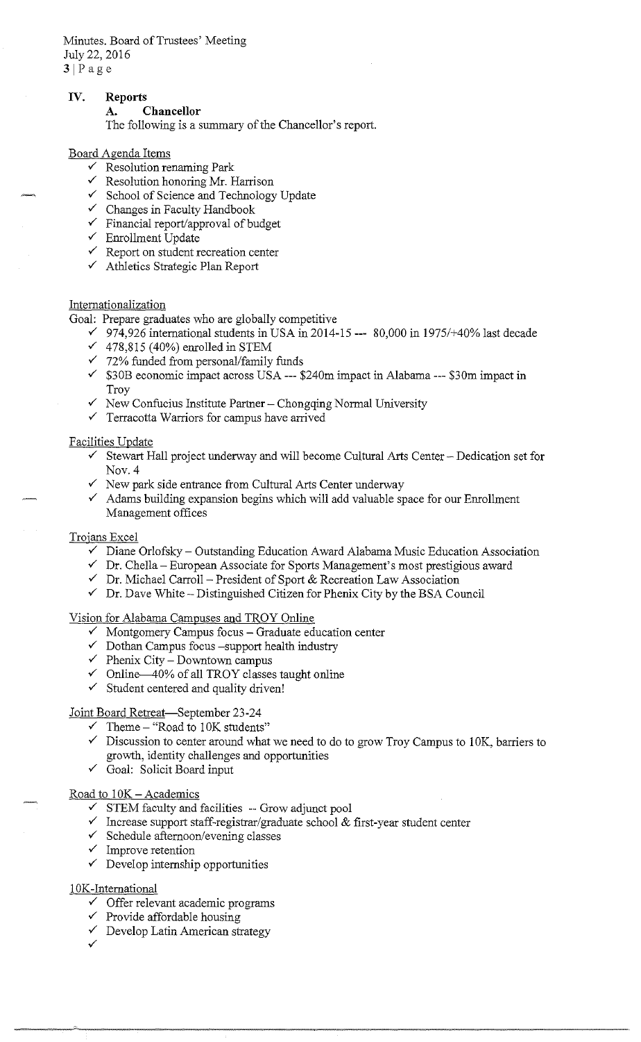## IV. Reports

### A. Chancellor

The following is a summary of the Chancellor's report.

Board Agenda Items

- ✓ Resolution renaming Park
- ✓ Resolution honoring Mr. Harrison
- ✓ School of Science and Technology Update
- ✓ Changes in Faculty Handbook
- ✓ Financial report/approval of budget
- ✓ Enrollment Update
- ✓ Report on student recreation center
- ✓ Athletics Strategic Plan Report

Internationalization

Goal: Prepare graduates who are globally competitive

- ✓ 974,926 international students in USA in 2014-15 --- 80,000 in 1975/+40% last decade
- ✓ 478,815 (40%) enrolled in STEM
- ✓ 72% funded from personal/family funds
- ✓ $30B economic impact across USA --- $240m impact in Alabama --- $30m impact in Troy
- ✓ New Confucius Institute Partner – Chongqing Normal University
- ✓ Terracotta Warriors for campus have arrived

Facilities Update

- ✓ Stewart Hall project underway and will become Cultural Arts Center – Dedication set for Nov. 4
- ✓ New park side entrance from Cultural Arts Center underway
- ✓ Adams building expansion begins which will add valuable space for our Enrollment Management offices

Trojans Excel

- ✓ Diane Orlofsky – Outstanding Education Award Alabama Music Education Association
- ✓ Dr. Chella – European Associate for Sports Management's most prestigious award
- ✓ Dr. Michael Carroll – President of Sport & Recreation Law Association
- ✓ Dr. Dave White – Distinguished Citizen for Phenix City by the BSA Council

Vision for Alabama Campuses and TROY Online

- ✓ Montgomery Campus focus – Graduate education center
- ✓ Dothan Campus focus –support health industry
- ✓ Phenix City – Downtown campus
- ✓ Online—40% of all TROY classes taught online
- ✓ Student centered and quality driven!

Joint Board Retreat—September 23-24

- ✓ Theme – "Road to 10K students"
- ✓ Discussion to center around what we need to do to grow Troy Campus to 10K, barriers to growth, identity challenges and opportunities
- ✓ Goal: Solicit Board input

Road to 10K – Academics

- ✓ STEM faculty and facilities -- Grow adjunct pool
- ✓ Increase support staff-registrar/graduate school & first-year student center
- ✓ Schedule afternoon/evening classes
- ✓ Improve retention
- ✓ Develop internship opportunities

10K-International

- ✓ Offer relevant academic programs
- ✓ Provide affordable housing
- ✓ Develop Latin American strategy
- ✓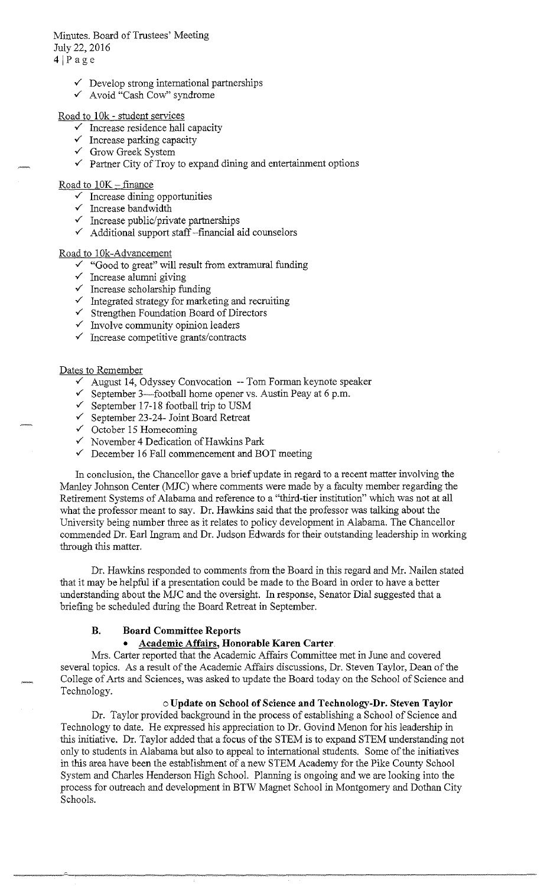- ✓ Develop strong international partnerships
- ✓ Avoid "Cash Cow" syndrome

Road to 10k - student services

- ✓ Increase residence hall capacity
- ✓ Increase parking capacity
- ✓ Grow Greek System
- ✓ Partner City of Troy to expand dining and entertainment options

Road to 10K – finance

- ✓ Increase dining opportunities
- ✓ Increase bandwidth
- ✓ Increase public/private partnerships
- ✓ Additional support staff--financial aid counselors

Road to 10k-Advancement

- ✓ "Good to great" will result from extramural funding
- ✓ Increase alumni giving
- ✓ Increase scholarship funding
- ✓ Integrated strategy for marketing and recruiting
- ✓ Strengthen Foundation Board of Directors
- ✓ Involve community opinion leaders
- ✓ Increase competitive grants/contracts

Dates to Remember

- ✓ August 14, Odyssey Convocation -- Tom Forman keynote speaker
- ✓ September 3—football home opener vs. Austin Peay at 6 p.m.
- ✓ September 17-18 football trip to USM
- ✓ September 23-24- Joint Board Retreat
- ✓ October 15 Homecoming
- ✓ November 4 Dedication of Hawkins Park
- ✓ December 16 Fall commencement and BOT meeting

In conclusion, the Chancellor gave a brief update in regard to a recent matter involving the Manley Johnson Center (MJC) where comments were made by a faculty member regarding the Retirement Systems of Alabama and reference to a "third-tier institution" which was not at all what the professor meant to say. Dr. Hawkins said that the professor was talking about the University being number three as it relates to policy development in Alabama. The Chancellor commended Dr. Earl Ingram and Dr. Judson Edwards for their outstanding leadership in working through this matter.

Dr. Hawkins responded to comments from the Board in this regard and Mr. Nailen stated that it may be helpful if a presentation could be made to the Board in order to have a better understanding about the MJC and the oversight. In response, Senator Dial suggested that a briefing be scheduled during the Board Retreat in September.

### B. Board Committee Reports

- **Academic Affairs, Honorable Karen Carter**

Mrs. Carter reported that the Academic Affairs Committee met in June and covered several topics. As a result of the Academic Affairs discussions, Dr. Steven Taylor, Dean of the College of Arts and Sciences, was asked to update the Board today on the School of Science and Technology.

- **Update on School of Science and Technology-Dr. Steven Taylor**

Dr. Taylor provided background in the process of establishing a School of Science and Technology to date. He expressed his appreciation to Dr. Govind Menon for his leadership in this initiative. Dr. Taylor added that a focus of the STEM is to expand STEM understanding not only to students in Alabama but also to appeal to international students. Some of the initiatives in this area have been the establishment of a new STEM Academy for the Pike County School System and Charles Henderson High School. Planning is ongoing and we are looking into the process for outreach and development in BTW Magnet School in Montgomery and Dothan City Schools.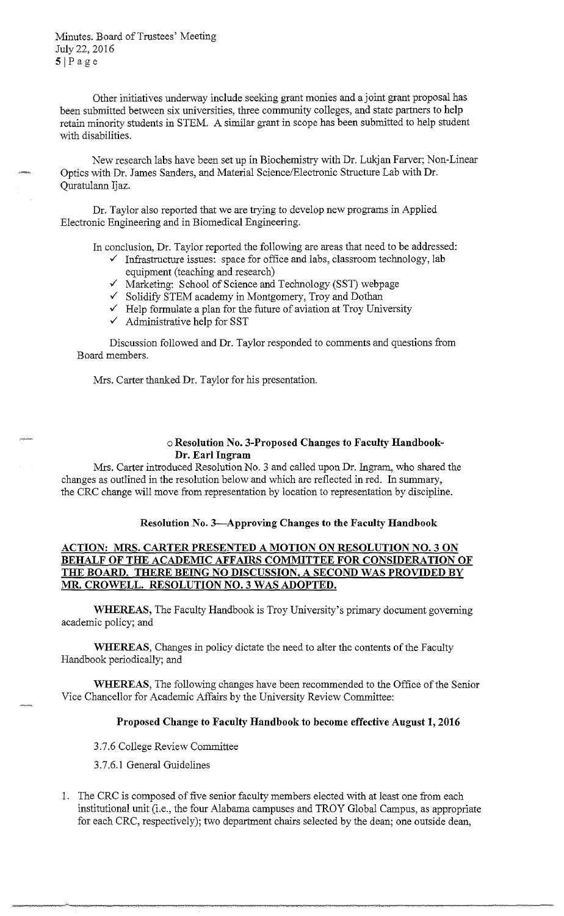Other initiatives underway include seeking grant monies and a joint grant proposal has been submitted between six universities, three community colleges, and state partners to help retain minority students in STEM. A similar grant in scope has been submitted to help student with disabilities.

New research labs have been set up in Biochemistry with Dr. Lukjan Farver; Non-Linear Optics with Dr. James Sanders, and Material Science/Electronic Structure Lab with Dr. Quratulann Ijaz.

Dr. Taylor also reported that we are trying to develop new programs in Applied Electronic Engineering and in Biomedical Engineering.

In conclusion, Dr. Taylor reported the following are areas that need to be addressed:

- ✓ Infrastructure issues: space for office and labs, classroom technology, lab equipment (teaching and research)
- ✓ Marketing: School of Science and Technology (SST) webpage
- ✓ Solidify STEM academy in Montgomery, Troy and Dothan
- ✓ Help formulate a plan for the future of aviation at Troy University
- ✓ Administrative help for SST

Discussion followed and Dr. Taylor responded to comments and questions from Board members.

Mrs. Carter thanked Dr. Taylor for his presentation.

- **Resolution No. 3-Proposed Changes to Faculty Handbook- Dr. Earl Ingram**

Mrs. Carter introduced Resolution No. 3 and called upon Dr. Ingram, who shared the changes as outlined in the resolution below and which are reflected in red. In summary, the CRC change will move from representation by location to representation by discipline.

**Resolution No. 3—Approving Changes to the Faculty Handbook**

**ACTION: MRS. CARTER PRESENTED A MOTION ON RESOLUTION NO. 3 ON BEHALF OF THE ACADEMIC AFFAIRS COMMITTEE FOR CONSIDERATION OF THE BOARD. THERE BEING NO DISCUSSION, A SECOND WAS PROVIDED BY MR. CROWELL. RESOLUTION NO. 3 WAS ADOPTED.**

**WHEREAS,** The Faculty Handbook is Troy University's primary document governing academic policy; and

**WHEREAS,** Changes in policy dictate the need to alter the contents of the Faculty Handbook periodically; and

**WHEREAS,** The following changes have been recommended to the Office of the Senior Vice Chancellor for Academic Affairs by the University Review Committee:

**Proposed Change to Faculty Handbook to become effective August 1, 2016**

3.7.6 College Review Committee

3.7.6.1 General Guidelines

1. The CRC is composed of five senior faculty members elected with at least one from each institutional unit (i.e., the four Alabama campuses and TROY Global Campus, as appropriate for each CRC, respectively); two department chairs selected by the dean; one outside dean,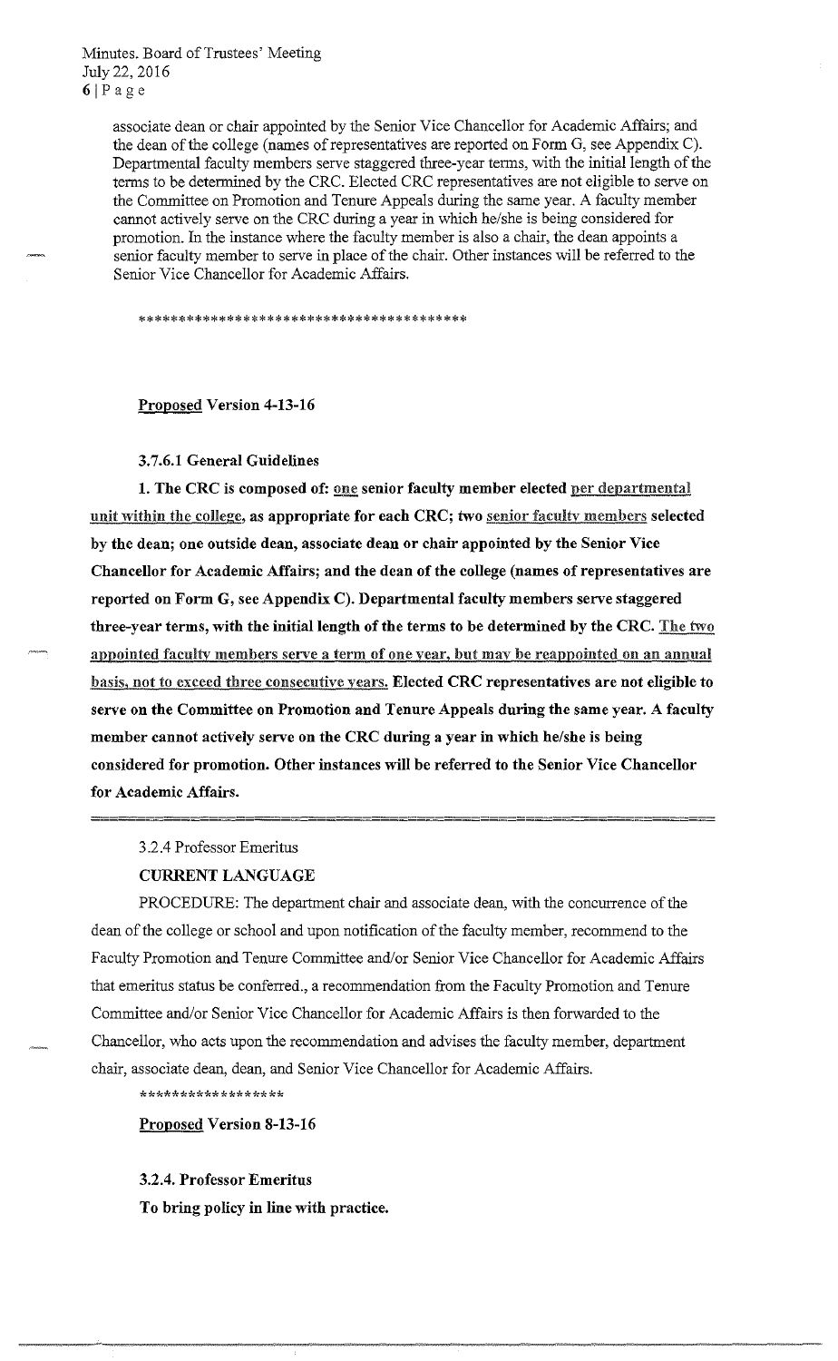associate dean or chair appointed by the Senior Vice Chancellor for Academic Affairs; and the dean of the college (names of representatives are reported on Form G, see Appendix C). Departmental faculty members serve staggered three-year terms, with the initial length of the terms to be determined by the CRC. Elected CRC representatives are not eligible to serve on the Committee on Promotion and Tenure Appeals during the same year. A faculty member cannot actively serve on the CRC during a year in which he/she is being considered for promotion. In the instance where the faculty member is also a chair, the dean appoints a senior faculty member to serve in place of the chair. Other instances will be referred to the Senior Vice Chancellor for Academic Affairs.

****************************************

**Proposed Version 4-13-16**

**3.7.6.1 General Guidelines**

**1. The CRC is composed of: one senior faculty member elected per departmental unit within the college, as appropriate for each CRC; two senior faculty members selected by the dean; one outside dean, associate dean or chair appointed by the Senior Vice Chancellor for Academic Affairs; and the dean of the college (names of representatives are reported on Form G, see Appendix C). Departmental faculty members serve staggered three-year terms, with the initial length of the terms to be determined by the CRC. The two appointed faculty members serve a term of one year, but may be reappointed on an annual basis, not to exceed three consecutive years. Elected CRC representatives are not eligible to serve on the Committee on Promotion and Tenure Appeals during the same year. A faculty member cannot actively serve on the CRC during a year in which he/she is being considered for promotion. Other instances will be referred to the Senior Vice Chancellor for Academic Affairs.**

---

3.2.4 Professor Emeritus

**CURRENT LANGUAGE**

PROCEDURE: The department chair and associate dean, with the concurrence of the dean of the college or school and upon notification of the faculty member, recommend to the Faculty Promotion and Tenure Committee and/or Senior Vice Chancellor for Academic Affairs that emeritus status be conferred., a recommendation from the Faculty Promotion and Tenure Committee and/or Senior Vice Chancellor for Academic Affairs is then forwarded to the Chancellor, who acts upon the recommendation and advises the faculty member, department chair, associate dean, dean, and Senior Vice Chancellor for Academic Affairs.

******************

**Proposed Version 8-13-16**

**3.2.4. Professor Emeritus**

**To bring policy in line with practice.**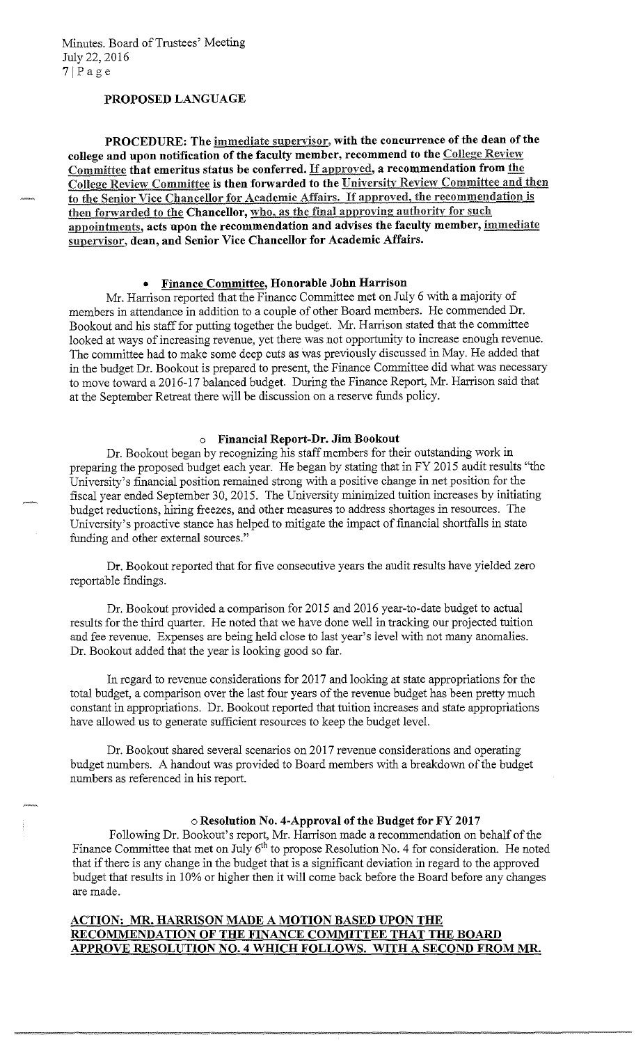**PROPOSED LANGUAGE**

**PROCEDURE: The immediate supervisor, with the concurrence of the dean of the college and upon notification of the faculty member, recommend to the College Review Committee that emeritus status be conferred. If approved, a recommendation from the College Review Committee is then forwarded to the University Review Committee and then to the Senior Vice Chancellor for Academic Affairs. If approved, the recommendation is then forwarded to the Chancellor, who, as the final approving authority for such appointments, acts upon the recommendation and advises the faculty member, immediate supervisor, dean, and Senior Vice Chancellor for Academic Affairs.**

- **Finance Committee, Honorable John Harrison**

Mr. Harrison reported that the Finance Committee met on July 6 with a majority of members in attendance in addition to a couple of other Board members. He commended Dr. Bookout and his staff for putting together the budget. Mr. Harrison stated that the committee looked at ways of increasing revenue, yet there was not opportunity to increase enough revenue. The committee had to make some deep cuts as was previously discussed in May. He added that in the budget Dr. Bookout is prepared to present, the Finance Committee did what was necessary to move toward a 2016-17 balanced budget. During the Finance Report, Mr. Harrison said that at the September Retreat there will be discussion on a reserve funds policy.

- **Financial Report-Dr. Jim Bookout**

Dr. Bookout began by recognizing his staff members for their outstanding work in preparing the proposed budget each year. He began by stating that in FY 2015 audit results "the University's financial position remained strong with a positive change in net position for the fiscal year ended September 30, 2015. The University minimized tuition increases by initiating budget reductions, hiring freezes, and other measures to address shortages in resources. The University's proactive stance has helped to mitigate the impact of financial shortfalls in state funding and other external sources."

Dr. Bookout reported that for five consecutive years the audit results have yielded zero reportable findings.

Dr. Bookout provided a comparison for 2015 and 2016 year-to-date budget to actual results for the third quarter. He noted that we have done well in tracking our projected tuition and fee revenue. Expenses are being held close to last year's level with not many anomalies. Dr. Bookout added that the year is looking good so far.

In regard to revenue considerations for 2017 and looking at state appropriations for the total budget, a comparison over the last four years of the revenue budget has been pretty much constant in appropriations. Dr. Bookout reported that tuition increases and state appropriations have allowed us to generate sufficient resources to keep the budget level.

Dr. Bookout shared several scenarios on 2017 revenue considerations and operating budget numbers. A handout was provided to Board members with a breakdown of the budget numbers as referenced in his report.

- **Resolution No. 4-Approval of the Budget for FY 2017**

Following Dr. Bookout's report, Mr. Harrison made a recommendation on behalf of the Finance Committee that met on July 6th to propose Resolution No. 4 for consideration. He noted that if there is any change in the budget that is a significant deviation in regard to the approved budget that results in 10% or higher then it will come back before the Board before any changes are made.

**ACTION: MR. HARRISON MADE A MOTION BASED UPON THE RECOMMENDATION OF THE FINANCE COMMITTEE THAT THE BOARD APPROVE RESOLUTION NO. 4 WHICH FOLLOWS. WITH A SECOND FROM MR.**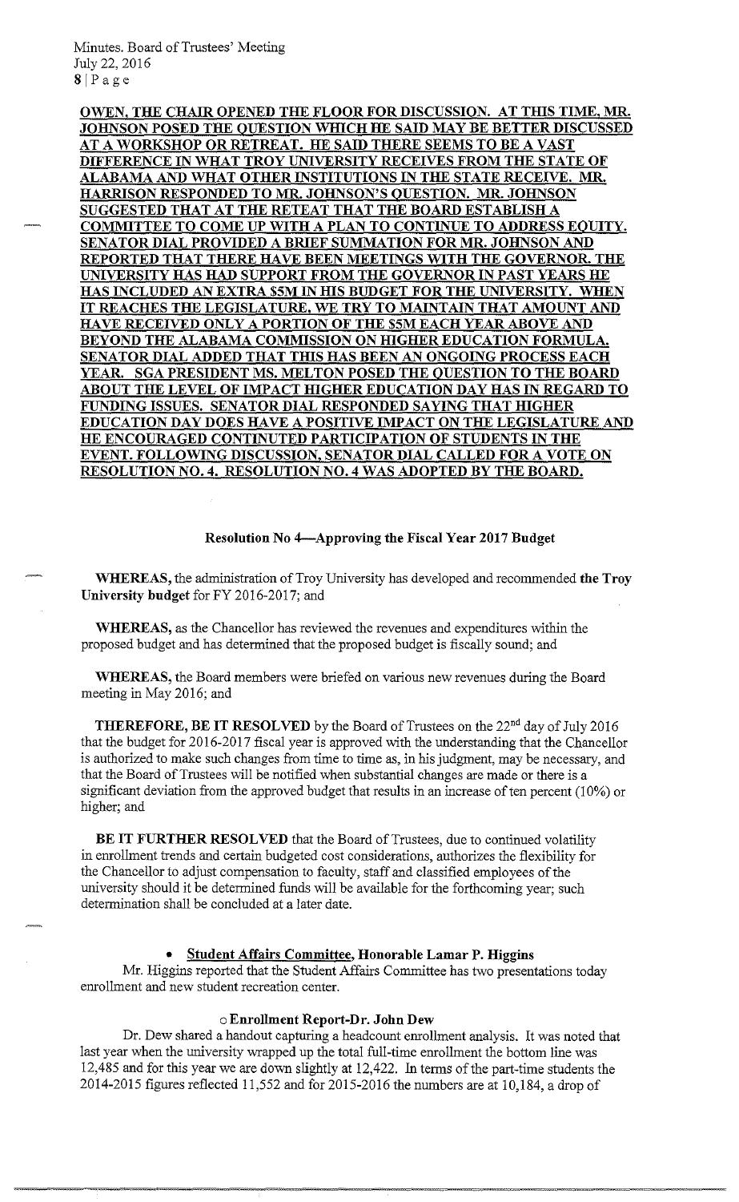**<u>OWEN, THE CHAIR OPENED THE FLOOR FOR DISCUSSION. AT THIS TIME, MR. JOHNSON POSED THE QUESTION WHICH HE SAID MAY BE BETTER DISCUSSED AT A WORKSHOP OR RETREAT. HE SAID THERE SEEMS TO BE A VAST DIFFERENCE IN WHAT TROY UNIVERSITY RECEIVES FROM THE STATE OF ALABAMA AND WHAT OTHER INSTITUTIONS IN THE STATE RECEIVE. MR. HARRISON RESPONDED TO MR. JOHNSON'S QUESTION. MR. JOHNSON SUGGESTED THAT AT THE RETEAT THAT THE BOARD ESTABLISH A COMMITTEE TO COME UP WITH A PLAN TO CONTINUE TO ADDRESS EQUITY. SENATOR DIAL PROVIDED A BRIEF SUMMATION FOR MR. JOHNSON AND REPORTED THAT THERE HAVE BEEN MEETINGS WITH THE GOVERNOR. THE UNIVERSITY HAS HAD SUPPORT FROM THE GOVERNOR IN PAST YEARS HE HAS INCLUDED AN EXTRA $5M IN HIS BUDGET FOR THE UNIVERSITY. WHEN IT REACHES THE LEGISLATURE, WE TRY TO MAINTAIN THAT AMOUNT AND HAVE RECEIVED ONLY A PORTION OF THE $5M EACH YEAR ABOVE AND BEYOND THE ALABAMA COMMISSION ON HIGHER EDUCATION FORMULA. SENATOR DIAL ADDED THAT THIS HAS BEEN AN ONGOING PROCESS EACH YEAR. SGA PRESIDENT MS. MELTON POSED THE QUESTION TO THE BOARD ABOUT THE LEVEL OF IMPACT HIGHER EDUCATION DAY HAS IN REGARD TO FUNDING ISSUES. SENATOR DIAL RESPONDED SAYING THAT HIGHER EDUCATION DAY DOES HAVE A POSITIVE IMPACT ON THE LEGISLATURE AND HE ENCOURAGED CONTINUTED PARTICIPATION OF STUDENTS IN THE EVENT. FOLLOWING DISCUSSION, SENATOR DIAL CALLED FOR A VOTE ON RESOLUTION NO. 4. RESOLUTION NO. 4 WAS ADOPTED BY THE BOARD.</u>**

**Resolution No 4—Approving the Fiscal Year 2017 Budget**

**WHEREAS,** the administration of Troy University has developed and recommended **the Troy University budget** for FY 2016-2017; and

**WHEREAS,** as the Chancellor has reviewed the revenues and expenditures within the proposed budget and has determined that the proposed budget is fiscally sound; and

**WHEREAS,** the Board members were briefed on various new revenues during the Board meeting in May 2016; and

**THEREFORE, BE IT RESOLVED** by the Board of Trustees on the 22nd day of July 2016 that the budget for 2016-2017 fiscal year is approved with the understanding that the Chancellor is authorized to make such changes from time to time as, in his judgment, may be necessary, and that the Board of Trustees will be notified when substantial changes are made or there is a significant deviation from the approved budget that results in an increase of ten percent (10%) or higher; and

**BE IT FURTHER RESOLVED** that the Board of Trustees, due to continued volatility in enrollment trends and certain budgeted cost considerations, authorizes the flexibility for the Chancellor to adjust compensation to faculty, staff and classified employees of the university should it be determined funds will be available for the forthcoming year; such determination shall be concluded at a later date.

- **<u>Student Affairs Committee</u>, Honorable Lamar P. Higgins**

Mr. Higgins reported that the Student Affairs Committee has two presentations today enrollment and new student recreation center.

- **Enrollment Report-Dr. John Dew**

Dr. Dew shared a handout capturing a headcount enrollment analysis. It was noted that last year when the university wrapped up the total full-time enrollment the bottom line was 12,485 and for this year we are down slightly at 12,422. In terms of the part-time students the 2014-2015 figures reflected 11,552 and for 2015-2016 the numbers are at 10,184, a drop of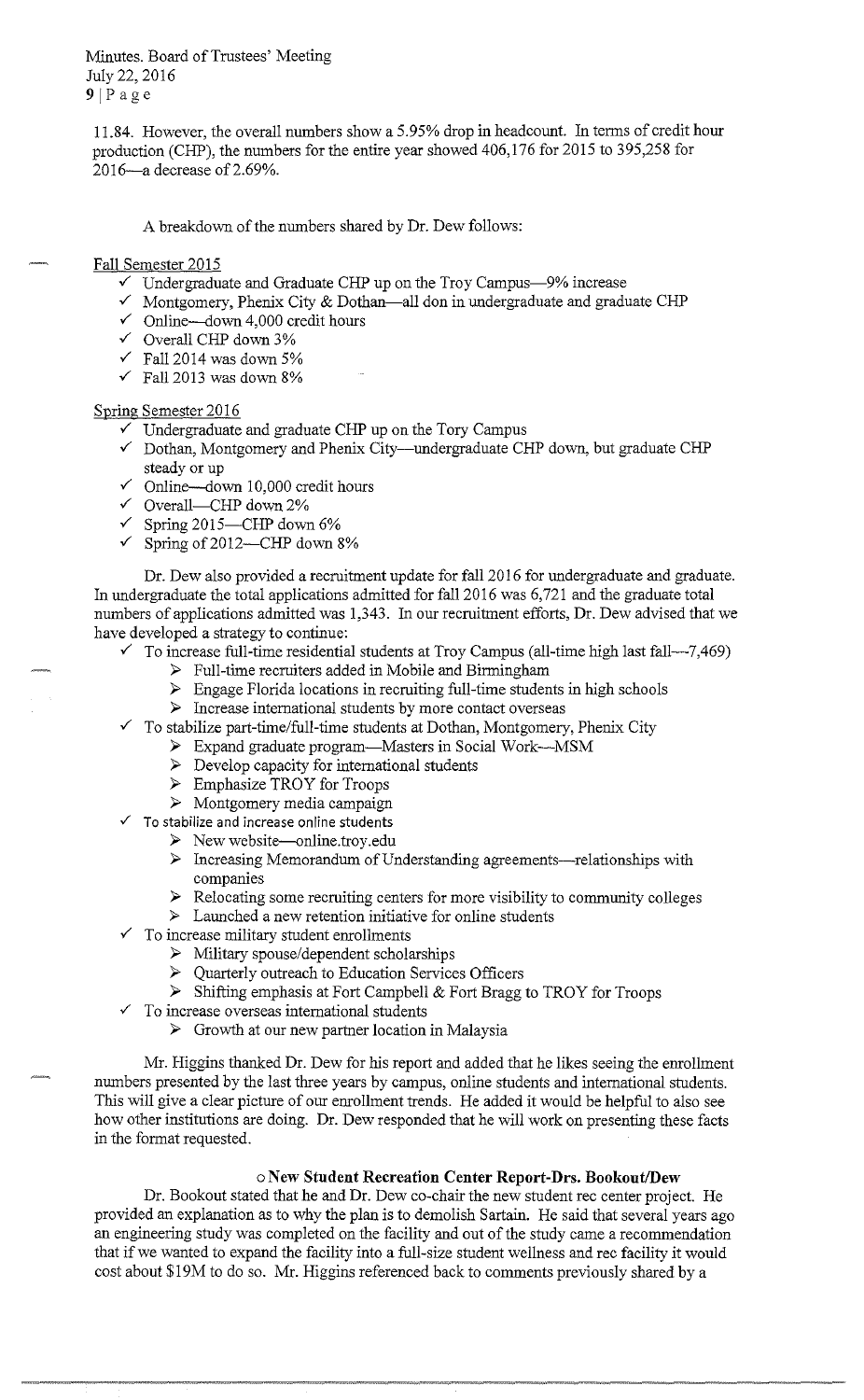11.84. However, the overall numbers show a 5.95% drop in headcount. In terms of credit hour production (CHP), the numbers for the entire year showed 406,176 for 2015 to 395,258 for 2016—a decrease of 2.69%.

A breakdown of the numbers shared by Dr. Dew follows:

Fall Semester 2015

- ✓ Undergraduate and Graduate CHP up on the Troy Campus—9% increase
- ✓ Montgomery, Phenix City & Dothan—all don in undergraduate and graduate CHP
- ✓ Online—down 4,000 credit hours
- ✓ Overall CHP down 3%
- ✓ Fall 2014 was down 5%
- ✓ Fall 2013 was down 8%

Spring Semester 2016

- ✓ Undergraduate and graduate CHP up on the Tory Campus
- ✓ Dothan, Montgomery and Phenix City—undergraduate CHP down, but graduate CHP steady or up
- ✓ Online—down 10,000 credit hours
- ✓ Overall—CHP down 2%
- ✓ Spring 2015—CHP down 6%
- ✓ Spring of 2012—CHP down 8%

Dr. Dew also provided a recruitment update for fall 2016 for undergraduate and graduate. In undergraduate the total applications admitted for fall 2016 was 6,721 and the graduate total numbers of applications admitted was 1,343. In our recruitment efforts, Dr. Dew advised that we have developed a strategy to continue:

- ✓ To increase full-time residential students at Troy Campus (all-time high last fall—7,469)
  - ➢ Full-time recruiters added in Mobile and Birmingham
  - ➢ Engage Florida locations in recruiting full-time students in high schools
  - ➢ Increase international students by more contact overseas
- ✓ To stabilize part-time/full-time students at Dothan, Montgomery, Phenix City
  - ➢ Expand graduate program—Masters in Social Work—MSM
  - ➢ Develop capacity for international students
  - ➢ Emphasize TROY for Troops
  - ➢ Montgomery media campaign
- ✓ To stabilize and increase online students
  - ➢ New website—online.troy.edu
  - ➢ Increasing Memorandum of Understanding agreements—relationships with companies
  - ➢ Relocating some recruiting centers for more visibility to community colleges
  - ➢ Launched a new retention initiative for online students
- ✓ To increase military student enrollments
  - ➢ Military spouse/dependent scholarships
  - ➢ Quarterly outreach to Education Services Officers
  - ➢ Shifting emphasis at Fort Campbell & Fort Bragg to TROY for Troops
- ✓ To increase overseas international students
  - ➢ Growth at our new partner location in Malaysia

Mr. Higgins thanked Dr. Dew for his report and added that he likes seeing the enrollment numbers presented by the last three years by campus, online students and international students. This will give a clear picture of our enrollment trends. He added it would be helpful to also see how other institutions are doing. Dr. Dew responded that he will work on presenting these facts in the format requested.

- **New Student Recreation Center Report-Drs. Bookout/Dew**

Dr. Bookout stated that he and Dr. Dew co-chair the new student rec center project. He provided an explanation as to why the plan is to demolish Sartain. He said that several years ago an engineering study was completed on the facility and out of the study came a recommendation that if we wanted to expand the facility into a full-size student wellness and rec facility it would cost about $19M to do so. Mr. Higgins referenced back to comments previously shared by a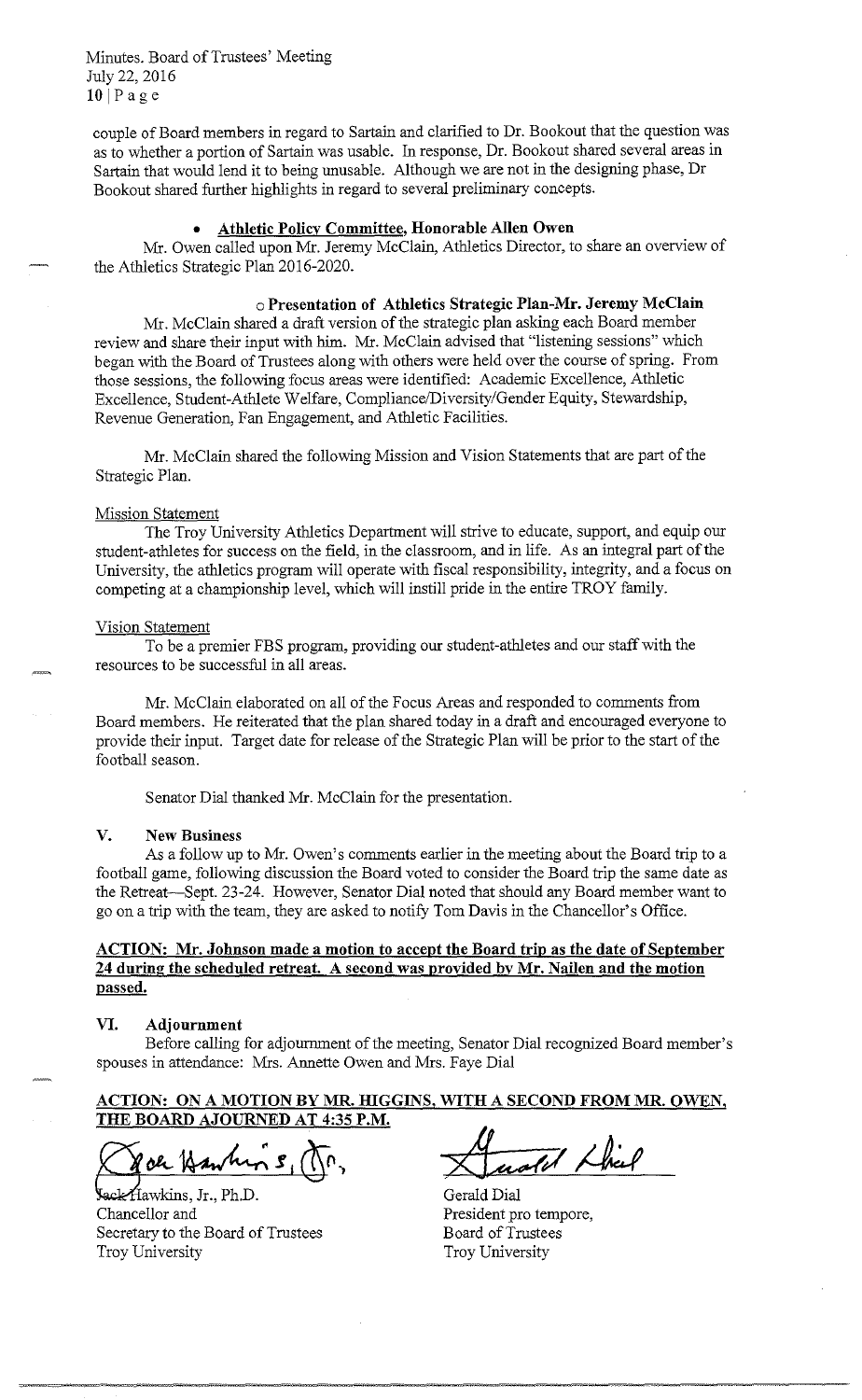couple of Board members in regard to Sartain and clarified to Dr. Bookout that the question was as to whether a portion of Sartain was usable. In response, Dr. Bookout shared several areas in Sartain that would lend it to being unusable. Although we are not in the designing phase, Dr Bookout shared further highlights in regard to several preliminary concepts.

- **Athletic Policy Committee, Honorable Allen Owen**

Mr. Owen called upon Mr. Jeremy McClain, Athletics Director, to share an overview of the Athletics Strategic Plan 2016-2020.

- **Presentation of Athletics Strategic Plan-Mr. Jeremy McClain**

Mr. McClain shared a draft version of the strategic plan asking each Board member review and share their input with him. Mr. McClain advised that "listening sessions" which began with the Board of Trustees along with others were held over the course of spring. From those sessions, the following focus areas were identified: Academic Excellence, Athletic Excellence, Student-Athlete Welfare, Compliance/Diversity/Gender Equity, Stewardship, Revenue Generation, Fan Engagement, and Athletic Facilities.

Mr. McClain shared the following Mission and Vision Statements that are part of the Strategic Plan.

Mission Statement

The Troy University Athletics Department will strive to educate, support, and equip our student-athletes for success on the field, in the classroom, and in life. As an integral part of the University, the athletics program will operate with fiscal responsibility, integrity, and a focus on competing at a championship level, which will instill pride in the entire TROY family.

Vision Statement

To be a premier FBS program, providing our student-athletes and our staff with the resources to be successful in all areas.

Mr. McClain elaborated on all of the Focus Areas and responded to comments from Board members. He reiterated that the plan shared today in a draft and encouraged everyone to provide their input. Target date for release of the Strategic Plan will be prior to the start of the football season.

Senator Dial thanked Mr. McClain for the presentation.

## V. New Business

As a follow up to Mr. Owen's comments earlier in the meeting about the Board trip to a football game, following discussion the Board voted to consider the Board trip the same date as the Retreat—Sept. 23-24. However, Senator Dial noted that should any Board member want to go on a trip with the team, they are asked to notify Tom Davis in the Chancellor's Office.

**ACTION: Mr. Johnson made a motion to accept the Board trip as the date of September 24 during the scheduled retreat. A second was provided by Mr. Nailen and the motion passed.**

## VI. Adjournment

Before calling for adjournment of the meeting, Senator Dial recognized Board member's spouses in attendance: Mrs. Annette Owen and Mrs. Faye Dial

**ACTION: ON A MOTION BY MR. HIGGINS, WITH A SECOND FROM MR. OWEN, THE BOARD AJOURNED AT 4:35 P.M.**

Jack Hawkins, Jr., Ph.D.
Chancellor and
Secretary to the Board of Trustees
Troy University

Gerald Dial
President pro tempore,
Board of Trustees
Troy University